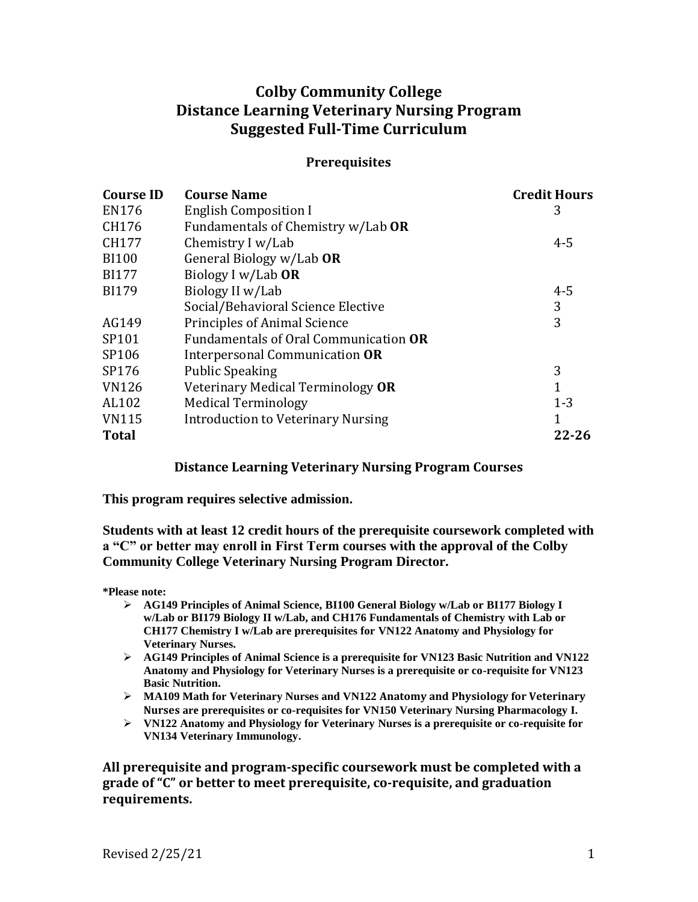# Colby Community College
# Distance Learning Veterinary Nursing Program
# Suggested Full-Time Curriculum

## Prerequisites

| Course ID | Course Name | Credit Hours |
|---|---|---|
| EN176 | English Composition I | 3 |
| CH176 | Fundamentals of Chemistry w/Lab **OR** | |
| CH177 | Chemistry I w/Lab | 4-5 |
| BI100 | General Biology w/Lab **OR** | |
| BI177 | Biology I w/Lab **OR** | |
| BI179 | Biology II w/Lab | 4-5 |
| | Social/Behavioral Science Elective | 3 |
| AG149 | Principles of Animal Science | 3 |
| SP101 | Fundamentals of Oral Communication **OR** | |
| SP106 | Interpersonal Communication **OR** | |
| SP176 | Public Speaking | 3 |
| VN126 | Veterinary Medical Terminology **OR** | 1 |
| AL102 | Medical Terminology | 1-3 |
| VN115 | Introduction to Veterinary Nursing | 1 |
| **Total** | | **22-26** |

## Distance Learning Veterinary Nursing Program Courses

**This program requires selective admission.**

**Students with at least 12 credit hours of the prerequisite coursework completed with a "C" or better may enroll in First Term courses with the approval of the Colby Community College Veterinary Nursing Program Director.**

**\*Please note:**

- **AG149 Principles of Animal Science, BI100 General Biology w/Lab or BI177 Biology I w/Lab or BI179 Biology II w/Lab, and CH176 Fundamentals of Chemistry with Lab or CH177 Chemistry I w/Lab are prerequisites for VN122 Anatomy and Physiology for Veterinary Nurses.**
- **AG149 Principles of Animal Science is a prerequisite for VN123 Basic Nutrition and VN122 Anatomy and Physiology for Veterinary Nurses is a prerequisite or co-requisite for VN123 Basic Nutrition.**
- **MA109 Math for Veterinary Nurses and VN122 Anatomy and Physiology for Veterinary Nurses are prerequisites or co-requisites for VN150 Veterinary Nursing Pharmacology I.**
- **VN122 Anatomy and Physiology for Veterinary Nurses is a prerequisite or co-requisite for VN134 Veterinary Immunology.**

**All prerequisite and program-specific coursework must be completed with a grade of "C" or better to meet prerequisite, co-requisite, and graduation requirements.**

Revised 2/25/21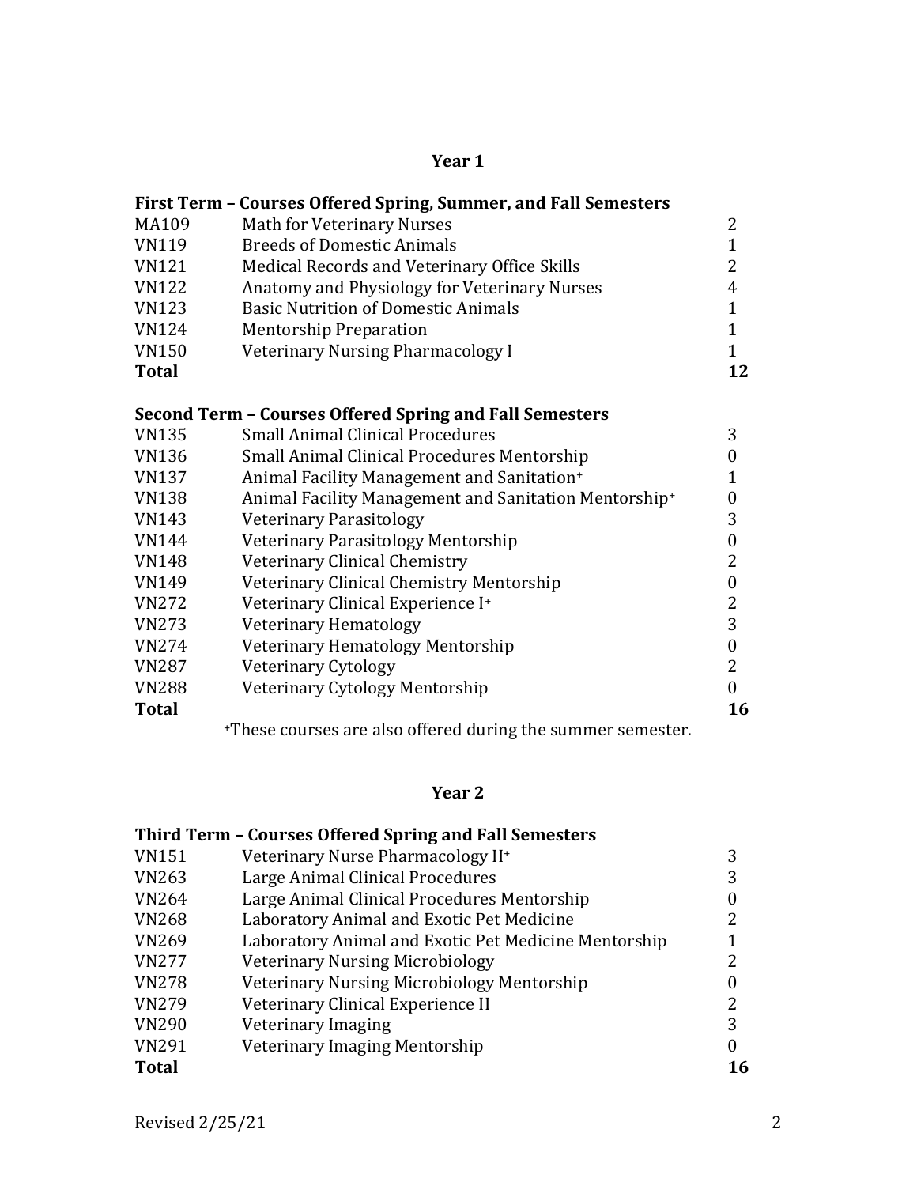## Year 1

### First Term – Courses Offered Spring, Summer, and Fall Semesters

| | | |
|---|---|---|
| MA109 | Math for Veterinary Nurses | 2 |
| VN119 | Breeds of Domestic Animals | 1 |
| VN121 | Medical Records and Veterinary Office Skills | 2 |
| VN122 | Anatomy and Physiology for Veterinary Nurses | 4 |
| VN123 | Basic Nutrition of Domestic Animals | 1 |
| VN124 | Mentorship Preparation | 1 |
| VN150 | Veterinary Nursing Pharmacology I | 1 |
| **Total** | | **12** |

### Second Term – Courses Offered Spring and Fall Semesters

| | | |
|---|---|---|
| VN135 | Small Animal Clinical Procedures | 3 |
| VN136 | Small Animal Clinical Procedures Mentorship | 0 |
| VN137 | Animal Facility Management and Sanitation+ | 1 |
| VN138 | Animal Facility Management and Sanitation Mentorship+ | 0 |
| VN143 | Veterinary Parasitology | 3 |
| VN144 | Veterinary Parasitology Mentorship | 0 |
| VN148 | Veterinary Clinical Chemistry | 2 |
| VN149 | Veterinary Clinical Chemistry Mentorship | 0 |
| VN272 | Veterinary Clinical Experience I+ | 2 |
| VN273 | Veterinary Hematology | 3 |
| VN274 | Veterinary Hematology Mentorship | 0 |
| VN287 | Veterinary Cytology | 2 |
| VN288 | Veterinary Cytology Mentorship | 0 |
| **Total** | | **16** |

+These courses are also offered during the summer semester.

## Year 2

### Third Term – Courses Offered Spring and Fall Semesters

| | | |
|---|---|---|
| VN151 | Veterinary Nurse Pharmacology II+ | 3 |
| VN263 | Large Animal Clinical Procedures | 3 |
| VN264 | Large Animal Clinical Procedures Mentorship | 0 |
| VN268 | Laboratory Animal and Exotic Pet Medicine | 2 |
| VN269 | Laboratory Animal and Exotic Pet Medicine Mentorship | 1 |
| VN277 | Veterinary Nursing Microbiology | 2 |
| VN278 | Veterinary Nursing Microbiology Mentorship | 0 |
| VN279 | Veterinary Clinical Experience II | 2 |
| VN290 | Veterinary Imaging | 3 |
| VN291 | Veterinary Imaging Mentorship | 0 |
| **Total** | | **16** |

Revised 2/25/21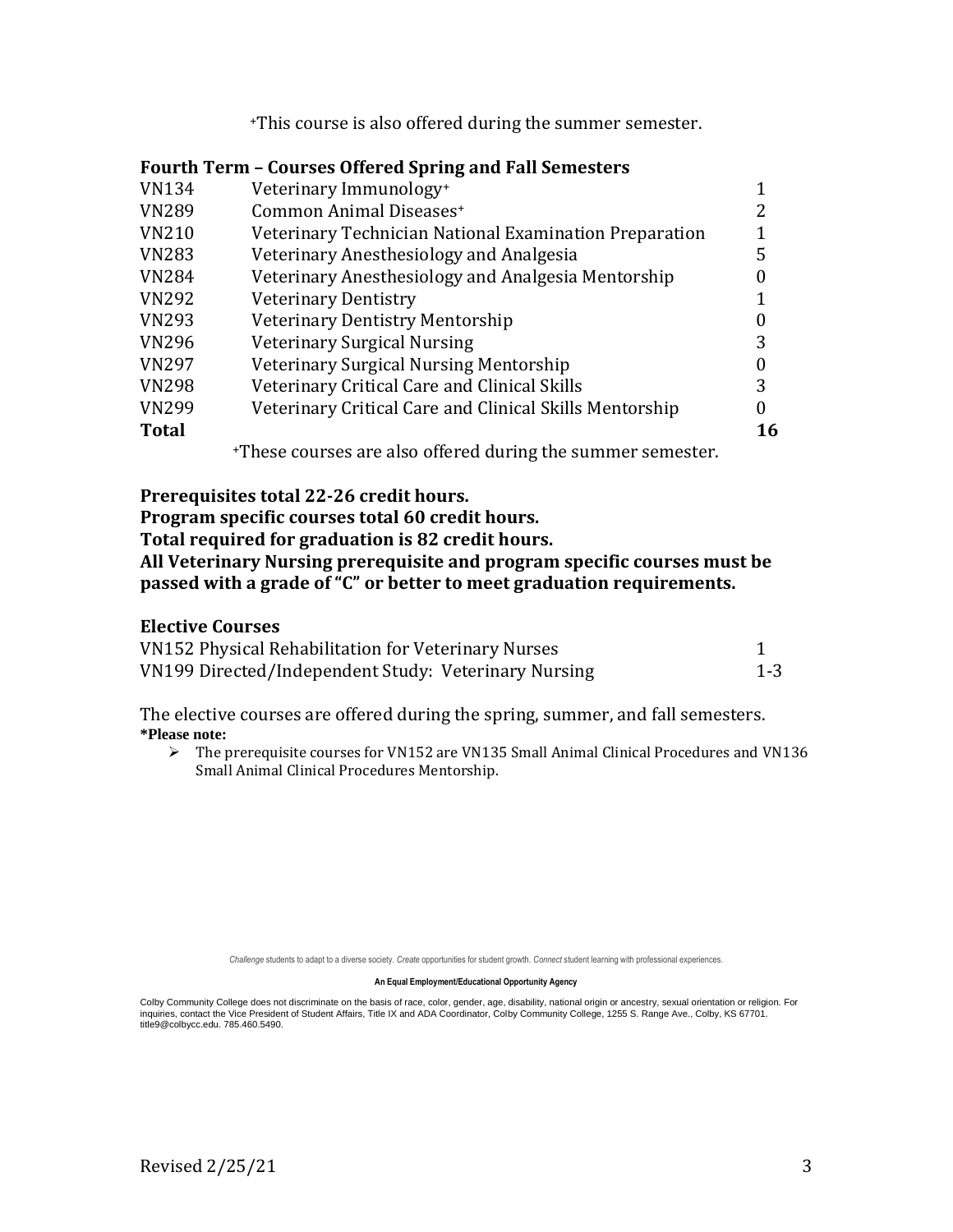+This course is also offered during the summer semester.

### Fourth Term – Courses Offered Spring and Fall Semesters

| | | |
|---|---|---|
| VN134 | Veterinary Immunology+ | 1 |
| VN289 | Common Animal Diseases+ | 2 |
| VN210 | Veterinary Technician National Examination Preparation | 1 |
| VN283 | Veterinary Anesthesiology and Analgesia | 5 |
| VN284 | Veterinary Anesthesiology and Analgesia Mentorship | 0 |
| VN292 | Veterinary Dentistry | 1 |
| VN293 | Veterinary Dentistry Mentorship | 0 |
| VN296 | Veterinary Surgical Nursing | 3 |
| VN297 | Veterinary Surgical Nursing Mentorship | 0 |
| VN298 | Veterinary Critical Care and Clinical Skills | 3 |
| VN299 | Veterinary Critical Care and Clinical Skills Mentorship | 0 |
| **Total** | | **16** |

+These courses are also offered during the summer semester.

**Prerequisites total 22-26 credit hours.**
**Program specific courses total 60 credit hours.**
**Total required for graduation is 82 credit hours.**
**All Veterinary Nursing prerequisite and program specific courses must be passed with a grade of "C" or better to meet graduation requirements.**

### Elective Courses

| | |
|---|---|
| VN152 Physical Rehabilitation for Veterinary Nurses | 1 |
| VN199 Directed/Independent Study: Veterinary Nursing | 1-3 |

The elective courses are offered during the spring, summer, and fall semesters.

**\*Please note:**

- The prerequisite courses for VN152 are VN135 Small Animal Clinical Procedures and VN136 Small Animal Clinical Procedures Mentorship.

*Challenge* students to adapt to a diverse society. *Create* opportunities for student growth. *Connect* student learning with professional experiences.

**An Equal Employment/Educational Opportunity Agency**

Colby Community College does not discriminate on the basis of race, color, gender, age, disability, national origin or ancestry, sexual orientation or religion. For inquiries, contact the Vice President of Student Affairs, Title IX and ADA Coordinator, Colby Community College, 1255 S. Range Ave., Colby, KS 67701. title9@colbycc.edu. 785.460.5490.

Revised 2/25/21